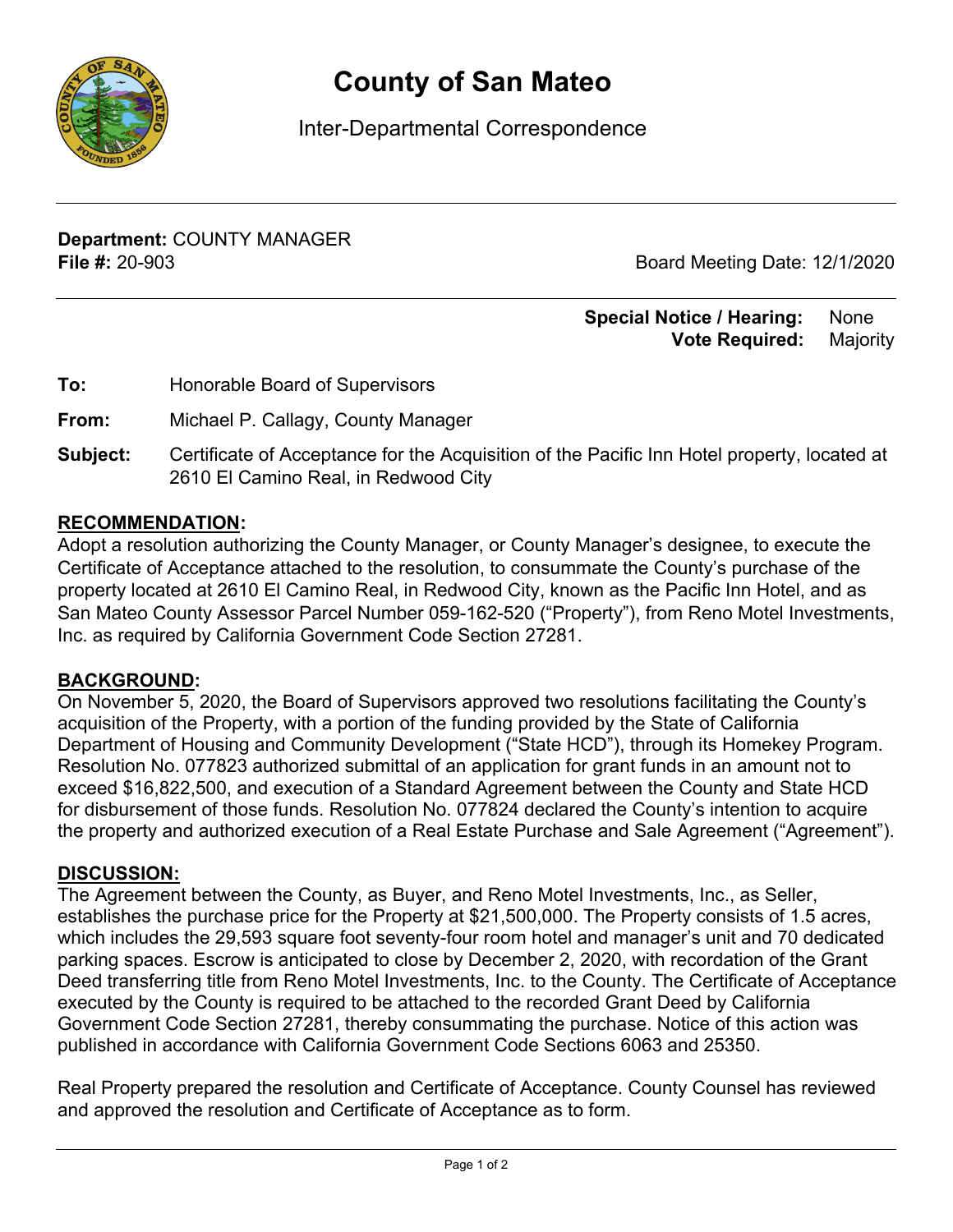# County of San Mateo

Inter-Departmental Correspondence

**Department:** COUNTY MANAGER
**File #:** 20-903

Board Meeting Date: 12/1/2020

**Special Notice / Hearing:** None
**Vote Required:** Majority

**To:** Honorable Board of Supervisors

**From:** Michael P. Callagy, County Manager

**Subject:** Certificate of Acceptance for the Acquisition of the Pacific Inn Hotel property, located at 2610 El Camino Real, in Redwood City

## RECOMMENDATION:

Adopt a resolution authorizing the County Manager, or County Manager's designee, to execute the Certificate of Acceptance attached to the resolution, to consummate the County's purchase of the property located at 2610 El Camino Real, in Redwood City, known as the Pacific Inn Hotel, and as San Mateo County Assessor Parcel Number 059-162-520 ("Property"), from Reno Motel Investments, Inc. as required by California Government Code Section 27281.

## BACKGROUND:

On November 5, 2020, the Board of Supervisors approved two resolutions facilitating the County's acquisition of the Property, with a portion of the funding provided by the State of California Department of Housing and Community Development ("State HCD"), through its Homekey Program. Resolution No. 077823 authorized submittal of an application for grant funds in an amount not to exceed $16,822,500, and execution of a Standard Agreement between the County and State HCD for disbursement of those funds. Resolution No. 077824 declared the County's intention to acquire the property and authorized execution of a Real Estate Purchase and Sale Agreement ("Agreement").

## DISCUSSION:

The Agreement between the County, as Buyer, and Reno Motel Investments, Inc., as Seller, establishes the purchase price for the Property at $21,500,000. The Property consists of 1.5 acres, which includes the 29,593 square foot seventy-four room hotel and manager's unit and 70 dedicated parking spaces. Escrow is anticipated to close by December 2, 2020, with recordation of the Grant Deed transferring title from Reno Motel Investments, Inc. to the County. The Certificate of Acceptance executed by the County is required to be attached to the recorded Grant Deed by California Government Code Section 27281, thereby consummating the purchase. Notice of this action was published in accordance with California Government Code Sections 6063 and 25350.

Real Property prepared the resolution and Certificate of Acceptance. County Counsel has reviewed and approved the resolution and Certificate of Acceptance as to form.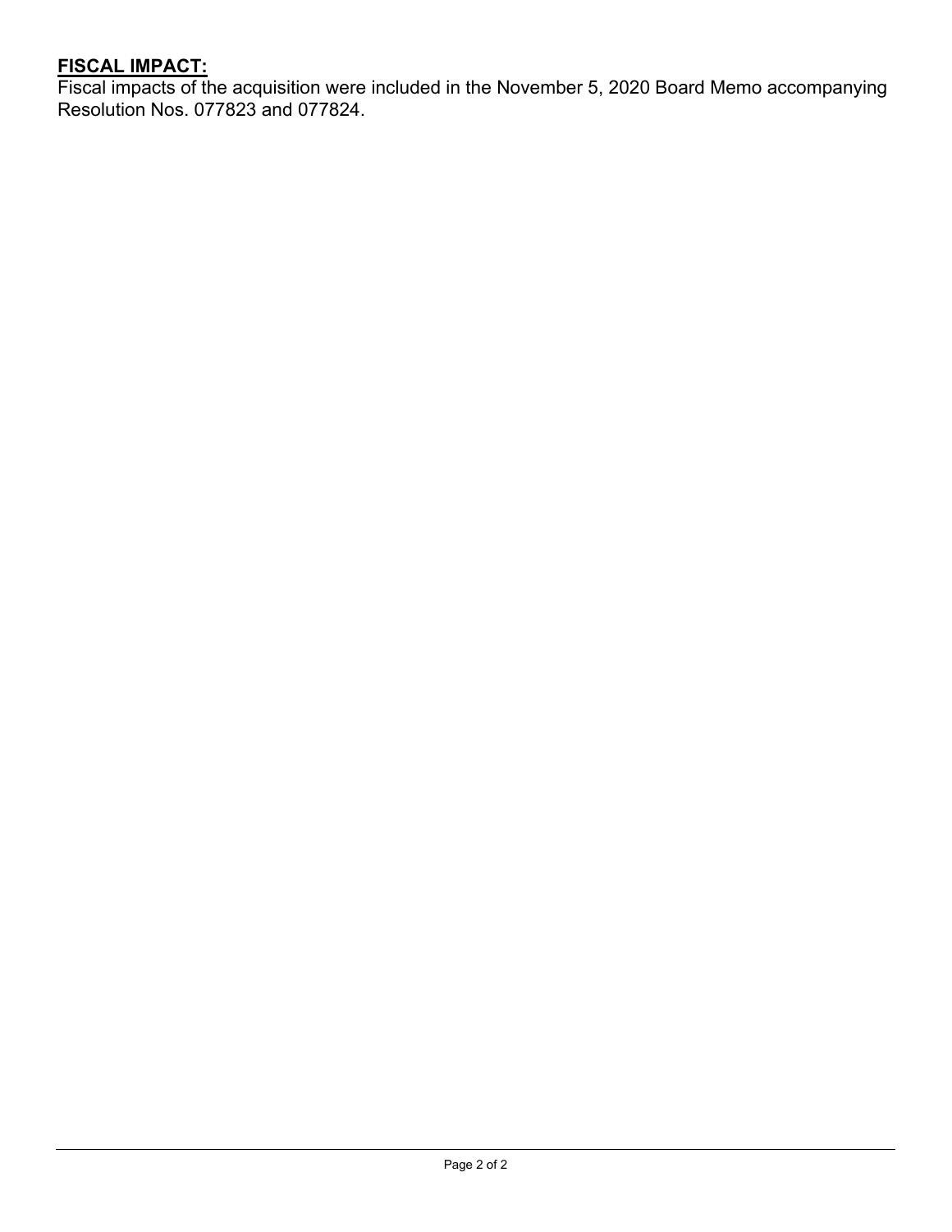**FISCAL IMPACT:**

Fiscal impacts of the acquisition were included in the November 5, 2020 Board Memo accompanying Resolution Nos. 077823 and 077824.